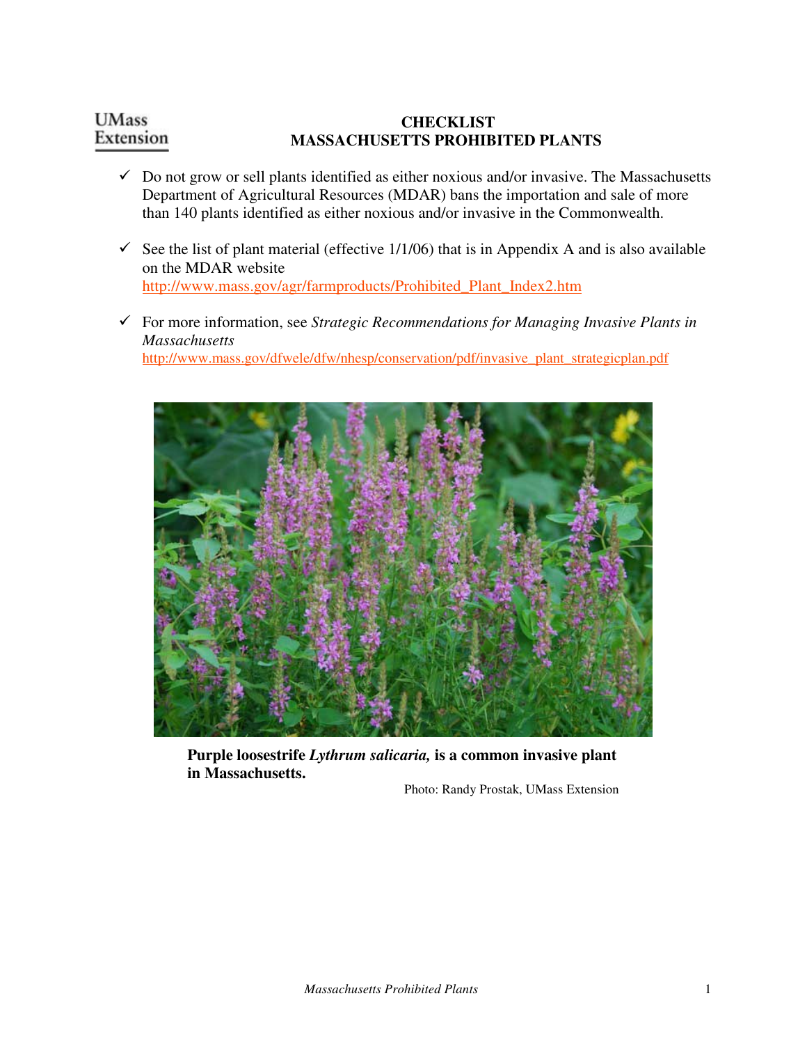UMass Extension

# CHECKLIST
# MASSACHUSETTS PROHIBITED PLANTS

- ✓ Do not grow or sell plants identified as either noxious and/or invasive. The Massachusetts Department of Agricultural Resources (MDAR) bans the importation and sale of more than 140 plants identified as either noxious and/or invasive in the Commonwealth.

- ✓ See the list of plant material (effective 1/1/06) that is in Appendix A and is also available on the MDAR website http://www.mass.gov/agr/farmproducts/Prohibited_Plant_Index2.htm

- ✓ For more information, see *Strategic Recommendations for Managing Invasive Plants in Massachusetts* http://www.mass.gov/dfwele/dfw/nhesp/conservation/pdf/invasive_plant_strategicplan.pdf

**Purple loosestrife *Lythrum salicaria,* is a common invasive plant in Massachusetts.**

Photo: Randy Prostak, UMass Extension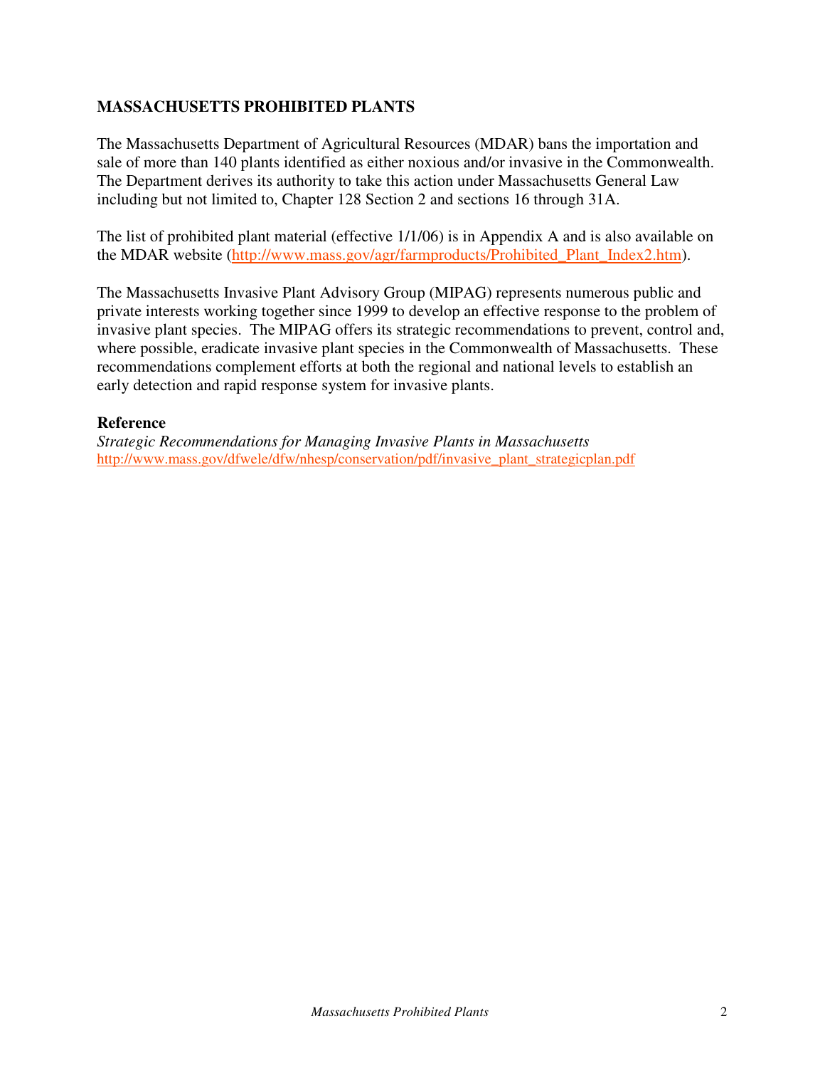## MASSACHUSETTS PROHIBITED PLANTS

The Massachusetts Department of Agricultural Resources (MDAR) bans the importation and sale of more than 140 plants identified as either noxious and/or invasive in the Commonwealth. The Department derives its authority to take this action under Massachusetts General Law including but not limited to, Chapter 128 Section 2 and sections 16 through 31A.

The list of prohibited plant material (effective 1/1/06) is in Appendix A and is also available on the MDAR website (http://www.mass.gov/agr/farmproducts/Prohibited_Plant_Index2.htm).

The Massachusetts Invasive Plant Advisory Group (MIPAG) represents numerous public and private interests working together since 1999 to develop an effective response to the problem of invasive plant species. The MIPAG offers its strategic recommendations to prevent, control and, where possible, eradicate invasive plant species in the Commonwealth of Massachusetts. These recommendations complement efforts at both the regional and national levels to establish an early detection and rapid response system for invasive plants.

### Reference

*Strategic Recommendations for Managing Invasive Plants in Massachusetts*
http://www.mass.gov/dfwele/dfw/nhesp/conservation/pdf/invasive_plant_strategicplan.pdf